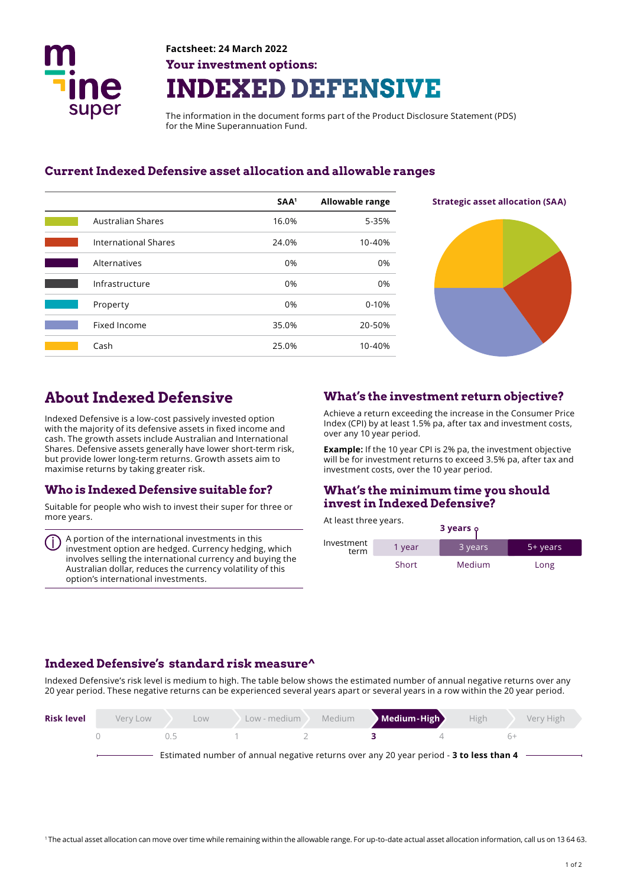Factsheet: 24 March 2022

**Your investment options:**

# INDEXED DEFENSIVE

The information in the document forms part of the Product Disclosure Statement (PDS) for the Mine Superannuation Fund.

## Current Indexed Defensive asset allocation and allowable ranges

| | SAA[1] | Allowable range |
|---|---|---|
| Australian Shares | 16.0% | 5-35% |
| International Shares | 24.0% | 10-40% |
| Alternatives | 0% | 0% |
| Infrastructure | 0% | 0% |
| Property | 0% | 0-10% |
| Fixed Income | 35.0% | 20-50% |
| Cash | 25.0% | 10-40% |

**Strategic asset allocation (SAA)**

## About Indexed Defensive

Indexed Defensive is a low-cost passively invested option with the majority of its defensive assets in fixed income and cash. The growth assets include Australian and International Shares. Defensive assets generally have lower short-term risk, but provide lower long-term returns. Growth assets aim to maximise returns by taking greater risk.

## Who is Indexed Defensive suitable for?

Suitable for people who wish to invest their super for three or more years.

A portion of the international investments in this investment option are hedged. Currency hedging, which involves selling the international currency and buying the Australian dollar, reduces the currency volatility of this option's international investments.

## What's the investment return objective?

Achieve a return exceeding the increase in the Consumer Price Index (CPI) by at least 1.5% pa, after tax and investment costs, over any 10 year period.

**Example:** If the 10 year CPI is 2% pa, the investment objective will be for investment returns to exceed 3.5% pa, after tax and investment costs, over the 10 year period.

## What's the minimum time you should invest in Indexed Defensive?

At least three years.

**3 years**

| Investment term | 1 year | 3 years | 5+ years |
|---|---|---|---|
| | Short | Medium | Long |

## Indexed Defensive's standard risk measure^

Indexed Defensive's risk level is medium to high. The table below shows the estimated number of annual negative returns over any 20 year period. These negative returns can be experienced several years apart or several years in a row within the 20 year period.

| Risk level | Very Low | Low | Low - medium | Medium | **Medium-High** | High | Very High |
|---|---|---|---|---|---|---|---|
| | 0 | 0.5 | 1 | 2 | **3** | 4 | 6+ |

Estimated number of annual negative returns over any 20 year period - **3 to less than 4**

[1] The actual asset allocation can move over time while remaining within the allowable range. For up-to-date actual asset allocation information, call us on 13 64 63.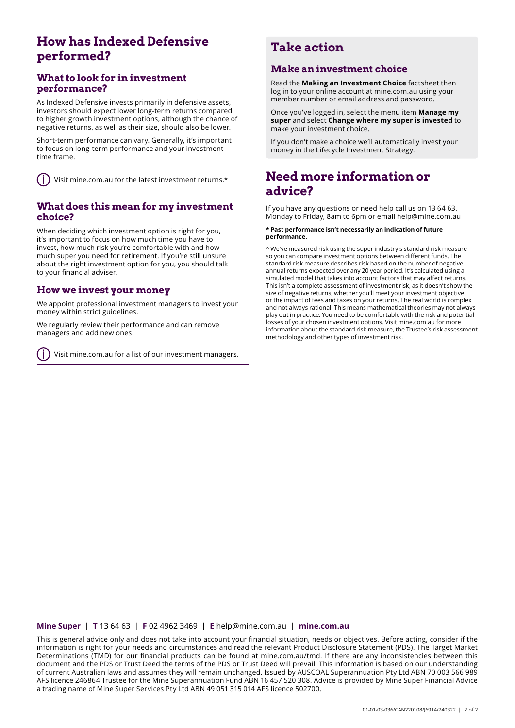# How has Indexed Defensive performed?

## What to look for in investment performance?

As Indexed Defensive invests primarily in defensive assets, investors should expect lower long-term returns compared to higher growth investment options, although the chance of negative returns, as well as their size, should also be lower.

Short-term performance can vary. Generally, it's important to focus on long-term performance and your investment time frame.

Visit mine.com.au for the latest investment returns.*

## What does this mean for my investment choice?

When deciding which investment option is right for you, it's important to focus on how much time you have to invest, how much risk you're comfortable with and how much super you need for retirement. If you're still unsure about the right investment option for you, you should talk to your financial adviser.

## How we invest your money

We appoint professional investment managers to invest your money within strict guidelines.

We regularly review their performance and can remove managers and add new ones.

Visit mine.com.au for a list of our investment managers.

# Take action

## Make an investment choice

Read the **Making an Investment Choice** factsheet then log in to your online account at mine.com.au using your member number or email address and password.

Once you've logged in, select the menu item **Manage my super** and select **Change where my super is invested** to make your investment choice.

If you don't make a choice we'll automatically invest your money in the Lifecycle Investment Strategy.

# Need more information or advice?

If you have any questions or need help call us on 13 64 63, Monday to Friday, 8am to 6pm or email help@mine.com.au

**\* Past performance isn't necessarily an indication of future performance.**

^ We've measured risk using the super industry's standard risk measure so you can compare investment options between different funds. The standard risk measure describes risk based on the number of negative annual returns expected over any 20 year period. It's calculated using a simulated model that takes into account factors that may affect returns. This isn't a complete assessment of investment risk, as it doesn't show the size of negative returns, whether you'll meet your investment objective or the impact of fees and taxes on your returns. The real world is complex and not always rational. This means mathematical theories may not always play out in practice. You need to be comfortable with the risk and potential losses of your chosen investment options. Visit mine.com.au for more information about the standard risk measure, the Trustee's risk assessment methodology and other types of investment risk.

**Mine Super** | **T** 13 64 63 | **F** 02 4962 3469 | **E** help@mine.com.au | **mine.com.au**

This is general advice only and does not take into account your financial situation, needs or objectives. Before acting, consider if the information is right for your needs and circumstances and read the relevant Product Disclosure Statement (PDS). The Target Market Determinations (TMD) for our financial products can be found at mine.com.au/tmd. If there are any inconsistencies between this document and the PDS or Trust Deed the terms of the PDS or Trust Deed will prevail. This information is based on our understanding of current Australian laws and assumes they will remain unchanged. Issued by AUSCOAL Superannuation Pty Ltd ABN 70 003 566 989 AFS licence 246864 Trustee for the Mine Superannuation Fund ABN 16 457 520 308. Advice is provided by Mine Super Financial Advice a trading name of Mine Super Services Pty Ltd ABN 49 051 315 014 AFS licence 502700.

01-01-03-036/CAN220108/J6914/240322